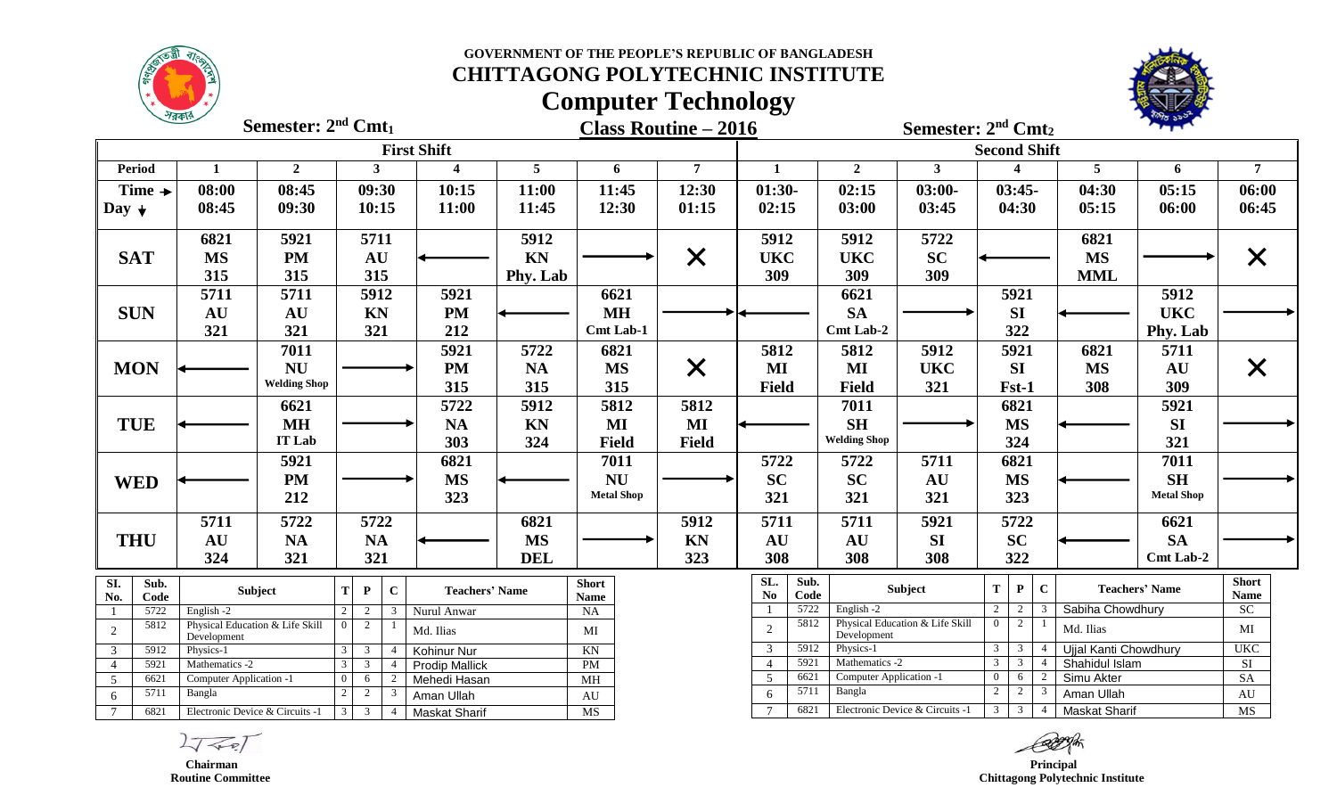GOVERNMENT OF THE PEOPLE'S REPUBLIC OF BANGLADESH

# CHITTAGONG POLYTECHNIC INSTITUTE

# Computer Technology

**Semester: 2nd Cmt1** — **Class Routine – 2016** — **Semester: 2nd Cmt2**

| | First Shift | | | | | | | Second Shift | | | | | | |
|---|---|---|---|---|---|---|---|---|---|---|---|---|---|---|
| **Period** | **1** | **2** | **3** | **4** | **5** | **6** | **7** | **1** | **2** | **3** | **4** | **5** | **6** | **7** |
| **Time → Day ↓** | 08:00 08:45 | 08:45 09:30 | 09:30 10:15 | 10:15 11:00 | 11:00 11:45 | 11:45 12:30 | 12:30 01:15 | 01:30- 02:15 | 02:15 03:00 | 03:00- 03:45 | 03:45- 04:30 | 04:30 05:15 | 05:15 06:00 | 06:00 06:45 |
| **SAT** | 6821 MS 315 | 5921 PM 315 | 5711 AU 315 | ← | 5912 KN Phy. Lab | → | × | 5912 UKC 309 | 5912 UKC 309 | 5722 SC 309 | ← | 6821 MS MML | → | × |
| **SUN** | 5711 AU 321 | 5711 AU 321 | 5912 KN 321 | 5921 PM 212 | ← | 6621 MH Cmt Lab-1 | → | ← | 6621 SA Cmt Lab-2 | → | 5921 SI 322 | ← | 5912 UKC Phy. Lab | → |
| **MON** | ← | 7011 NU Welding Shop | → | 5921 PM 315 | 5722 NA 315 | 6821 MS 315 | × | 5812 MI Field | 5812 MI Field | 5912 UKC 321 | 5921 SI Fst-1 | 6821 MS 308 | 5711 AU 309 | × |
| **TUE** | ← | 6621 MH IT Lab | → | 5722 NA 303 | 5912 KN 324 | 5812 MI Field | 5812 MI Field | ← | 7011 SH Welding Shop | → | 6821 MS 324 | ← | 5921 SI 321 | → |
| **WED** | ← | 5921 PM 212 | → | 6821 MS 323 | ← | 7011 NU Metal Shop | → | 5722 SC 321 | 5722 SC 321 | 5711 AU 321 | 6821 MS 323 | ← | 7011 SH Metal Shop | → |
| **THU** | 5711 AU 324 | 5722 NA 321 | 5722 NA 321 | ← | 6821 MS DEL | → | 5912 KN 323 | 5711 AU 308 | 5711 AU 308 | 5921 SI 308 | 5722 SC 322 | ← | 6621 SA Cmt Lab-2 | → |

| Sl. No. | Sub. Code | Subject | T | P | C | Teachers' Name | Short Name |
|---|---|---|---|---|---|---|---|
| 1 | 5722 | English -2 | 2 | 2 | 3 | Nurul Anwar | NA |
| 2 | 5812 | Physical Education & Life Skill Development | 0 | 2 | 1 | Md. Ilias | MI |
| 3 | 5912 | Physics-1 | 3 | 3 | 4 | Kohinur Nur | KN |
| 4 | 5921 | Mathematics -2 | 3 | 3 | 4 | Prodip Mallick | PM |
| 5 | 6621 | Computer Application -1 | 0 | 6 | 2 | Mehedi Hasan | MH |
| 6 | 5711 | Bangla | 2 | 2 | 3 | Aman Ullah | AU |
| 7 | 6821 | Electronic Device & Circuits -1 | 3 | 3 | 4 | Maskat Sharif | MS |

| SL. No | Sub. Code | Subject | T | P | C | Teachers' Name | Short Name |
|---|---|---|---|---|---|---|---|
| 1 | 5722 | English -2 | 2 | 2 | 3 | Sabiha Chowdhury | SC |
| 2 | 5812 | Physical Education & Life Skill Development | 0 | 2 | 1 | Md. Ilias | MI |
| 3 | 5912 | Physics-1 | 3 | 3 | 4 | Ujjal Kanti Chowdhury | UKC |
| 4 | 5921 | Mathematics -2 | 3 | 3 | 4 | Shahidul Islam | SI |
| 5 | 6621 | Computer Application -1 | 0 | 6 | 2 | Simu Akter | SA |
| 6 | 5711 | Bangla | 2 | 2 | 3 | Aman Ullah | AU |
| 7 | 6821 | Electronic Device & Circuits -1 | 3 | 3 | 4 | Maskat Sharif | MS |

**Chairman**
**Routine Committee**

**Principal**
**Chittagong Polytechnic Institute**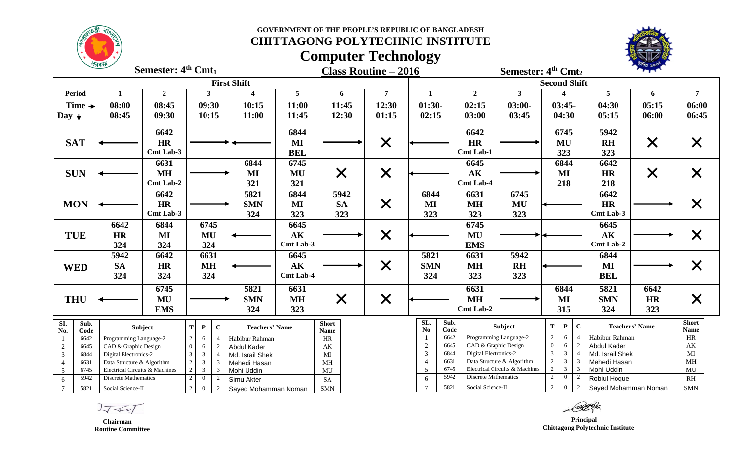GOVERNMENT OF THE PEOPLE'S REPUBLIC OF BANGLADESH

# CHITTAGONG POLYTECHNIC INSTITUTE

## Computer Technology

**Semester: 4th Cmt1** | **Class Routine – 2016** | **Semester: 4th Cmt2**

| | First Shift | | | | | | | Second Shift | | | | | | |
|---|---|---|---|---|---|---|---|---|---|---|---|---|---|---|
| **Period** | **1** | **2** | **3** | **4** | **5** | **6** | **7** | **1** | **2** | **3** | **4** | **5** | **6** | **7** |
| **Time → Day ↓** | 08:00 08:45 | 08:45 09:30 | 09:30 10:15 | 10:15 11:00 | 11:00 11:45 | 11:45 12:30 | 12:30 01:15 | 01:30- 02:15 | 02:15 03:00 | 03:00- 03:45 | 03:45- 04:30 | 04:30 05:15 | 05:15 06:00 | 06:00 06:45 |
| **SAT** | ← | 6642 HR Cmt Lab-3 | → | ← | 6844 MI BEL | → | ✕ | ← | 6642 HR Cmt Lab-1 | → | 6745 MU 323 | 5942 RH 323 | ✕ | ✕ |
| **SUN** | ← | 6631 MH Cmt Lab-2 | → | 6844 MI 321 | 6745 MU 321 | ✕ | ✕ | ← | 6645 AK Cmt Lab-4 | → | 6844 MI 218 | 6642 HR 218 | ✕ | ✕ |
| **MON** | ← | 6642 HR Cmt Lab-3 | → | 5821 SMN 324 | 6844 MI 323 | 5942 SA 323 | ✕ | 6844 MI 323 | 6631 MH 323 | 6745 MU 323 | ← | 6642 HR Cmt Lab-3 | → | ✕ |
| **TUE** | 6642 HR 324 | 6844 MI 324 | 6745 MU 324 | ← | 6645 AK Cmt Lab-3 | → | ✕ | ← | 6745 MU EMS | → | ← | 6645 AK Cmt Lab-2 | → | ✕ |
| **WED** | 5942 SA 324 | 6642 HR 324 | 6631 MH 324 | ← | 6645 AK Cmt Lab-4 | → | ✕ | 5821 SMN 324 | 6631 MH 323 | 5942 RH 323 | ← | 6844 MI BEL | → | ✕ |
| **THU** | ← | 6745 MU EMS | → | 5821 SMN 324 | 6631 MH 323 | ✕ | ✕ | ← | 6631 MH Cmt Lab-2 | → | 6844 MI 315 | 5821 SMN 324 | 6642 HR 323 | ✕ |

| Sl. No. | Sub. Code | Subject | T | P | C | Teachers' Name | Short Name |
|---|---|---|---|---|---|---|---|
| 1 | 6642 | Programming Language-2 | 2 | 6 | 4 | Habibur Rahman | HR |
| 2 | 6645 | CAD & Graphic Design | 0 | 6 | 2 | Abdul Kader | AK |
| 3 | 6844 | Digital Electronics-2 | 3 | 3 | 4 | Md. Israil Shek | MI |
| 4 | 6631 | Data Structure & Algorithm | 2 | 3 | 3 | Mehedi Hasan | MH |
| 5 | 6745 | Electrical Circuits & Machines | 2 | 3 | 3 | Mohi Uddin | MU |
| 6 | 5942 | Discrete Mathematics | 2 | 0 | 2 | Simu Akter | SA |
| 7 | 5821 | Social Science-II | 2 | 0 | 2 | Sayed Mohamman Noman | SMN |

| SL. No | Sub. Code | Subject | T | P | C | Teachers' Name | Short Name |
|---|---|---|---|---|---|---|---|
| 1 | 6642 | Programming Language-2 | 2 | 6 | 4 | Habibur Rahman | HR |
| 2 | 6645 | CAD & Graphic Design | 0 | 6 | 2 | Abdul Kader | AK |
| 3 | 6844 | Digital Electronics-2 | 3 | 3 | 4 | Md. Israil Shek | MI |
| 4 | 6631 | Data Structure & Algorithm | 2 | 3 | 3 | Mehedi Hasan | MH |
| 5 | 6745 | Electrical Circuits & Machines | 2 | 3 | 3 | Mohi Uddin | MU |
| 6 | 5942 | Discrete Mathematics | 2 | 0 | 2 | Robiul Hoque | RH |
| 7 | 5821 | Social Science-II | 2 | 0 | 2 | Sayed Mohamman Noman | SMN |

**Chairman**
**Routine Committee**

**Principal**
**Chittagong Polytechnic Institute**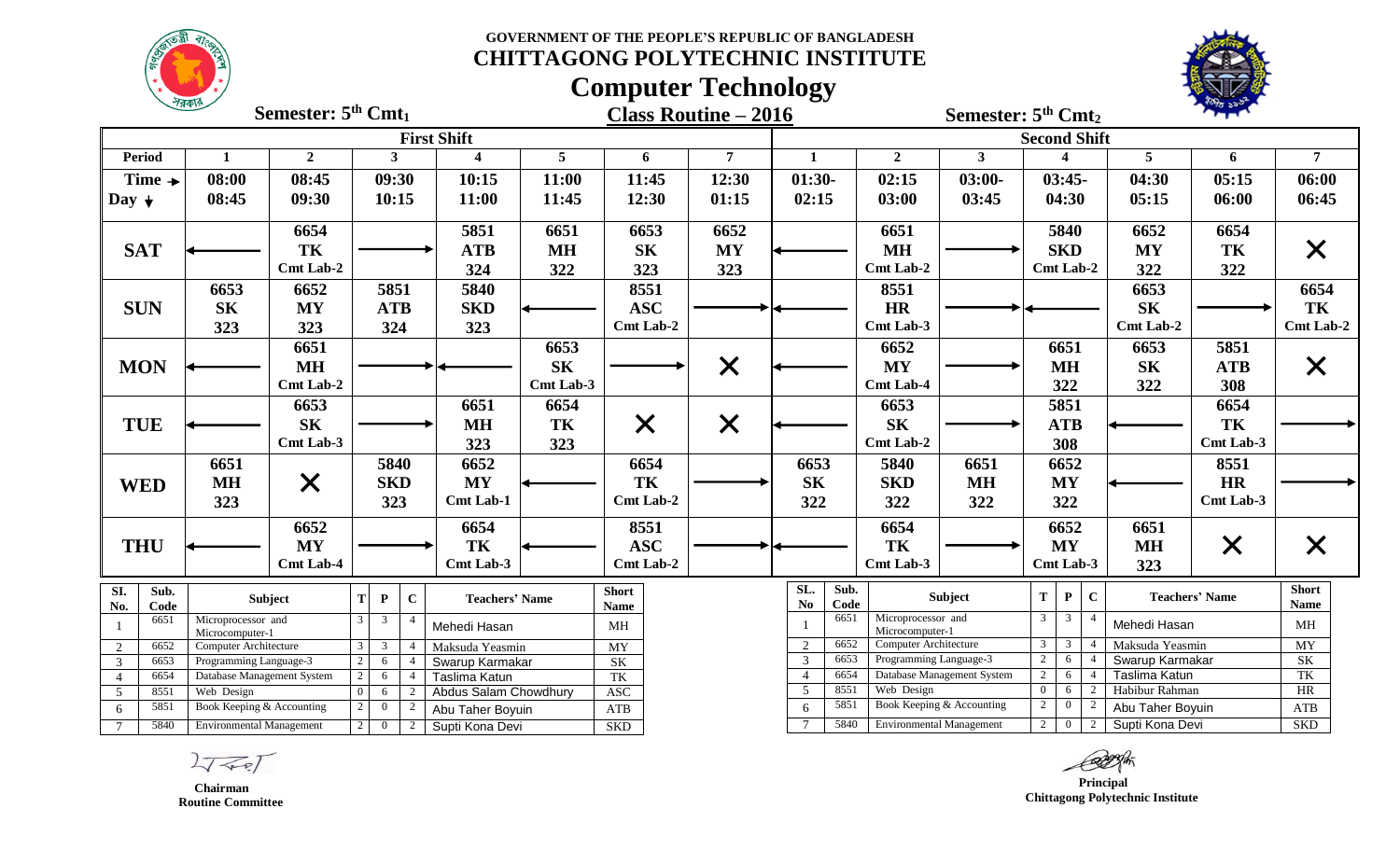**GOVERNMENT OF THE PEOPLE'S REPUBLIC OF BANGLADESH**

# CHITTAGONG POLYTECHNIC INSTITUTE

## Computer Technology

**Semester: 5th Cmt1** — **Class Routine – 2016** — **Semester: 5th Cmt2**

| Period | First Shift 1 | 2 | 3 | 4 | 5 | 6 | 7 | Second Shift 1 | 2 | 3 | 4 | 5 | 6 | 7 |
|---|---|---|---|---|---|---|---|---|---|---|---|---|---|---|
| Time → / Day ↓ | 08:00 08:45 | 08:45 09:30 | 09:30 10:15 | 10:15 11:00 | 11:00 11:45 | 11:45 12:30 | 12:30 01:15 | 01:30- 02:15 | 02:15 03:00 | 03:00- 03:45 | 03:45- 04:30 | 04:30 05:15 | 05:15 06:00 | 06:00 06:45 |
| SAT | ← | 6654 TK Cmt Lab-2 | → | 5851 ATB 324 | 6651 MH 322 | 6653 SK 323 | 6652 MY 323 | ← | 6651 MH Cmt Lab-2 | → | 5840 SKD Cmt Lab-2 | 6652 MY 322 | 6654 TK 322 | X |
| SUN | 6653 SK 323 | 6652 MY 323 | 5851 ATB 324 | 5840 SKD 323 | ← | 8551 ASC Cmt Lab-2 | → | ← | 8551 HR Cmt Lab-3 | → | ← | 6653 SK Cmt Lab-2 | → | 6654 TK Cmt Lab-2 |
| MON | ← | 6651 MH Cmt Lab-2 | → | ← | 6653 SK Cmt Lab-3 | → | X | ← | 6652 MY Cmt Lab-4 | → | 6651 MH 322 | 6653 SK 322 | 5851 ATB 308 | X |
| TUE | ← | 6653 SK Cmt Lab-3 | → | 6651 MH 323 | 6654 TK 323 | X | X | ← | 6653 SK Cmt Lab-2 | → | 5851 ATB 308 | ← | 6654 TK Cmt Lab-3 | → |
| WED | 6651 MH 323 | X | 5840 SKD 323 | 6652 MY Cmt Lab-1 | ← | 6654 TK Cmt Lab-2 | → | 6653 SK 322 | 5840 SKD 322 | 6651 MH 322 | 6652 MY 322 | ← | 8551 HR Cmt Lab-3 | → |
| THU | ← | 6652 MY Cmt Lab-4 | → | 6654 TK Cmt Lab-3 | ← | 8551 ASC Cmt Lab-2 | → | ← | 6654 TK Cmt Lab-3 | → | 6652 MY Cmt Lab-3 | 6651 MH 323 | X | X |

**First Shift (Cmt1):**

| Sl. No. | Sub. Code | Subject | T | P | C | Teachers' Name | Short Name |
|---|---|---|---|---|---|---|---|
| 1 | 6651 | Microprocessor and Microcomputer-1 | 3 | 3 | 4 | Mehedi Hasan | MH |
| 2 | 6652 | Computer Architecture | 3 | 3 | 4 | Maksuda Yeasmin | MY |
| 3 | 6653 | Programming Language-3 | 2 | 6 | 4 | Swarup Karmakar | SK |
| 4 | 6654 | Database Management System | 2 | 6 | 4 | Taslima Katun | TK |
| 5 | 8551 | Web Design | 0 | 6 | 2 | Abdus Salam Chowdhury | ASC |
| 6 | 5851 | Book Keeping & Accounting | 2 | 0 | 2 | Abu Taher Boyuin | ATB |
| 7 | 5840 | Environmental Management | 2 | 0 | 2 | Supti Kona Devi | SKD |

**Second Shift (Cmt2):**

| SL. No | Sub. Code | Subject | T | P | C | Teachers' Name | Short Name |
|---|---|---|---|---|---|---|---|
| 1 | 6651 | Microprocessor and Microcomputer-1 | 3 | 3 | 4 | Mehedi Hasan | MH |
| 2 | 6652 | Computer Architecture | 3 | 3 | 4 | Maksuda Yeasmin | MY |
| 3 | 6653 | Programming Language-3 | 2 | 6 | 4 | Swarup Karmakar | SK |
| 4 | 6654 | Database Management System | 2 | 6 | 4 | Taslima Katun | TK |
| 5 | 8551 | Web Design | 0 | 6 | 2 | Habibur Rahman | HR |
| 6 | 5851 | Book Keeping & Accounting | 2 | 0 | 2 | Abu Taher Boyuin | ATB |
| 7 | 5840 | Environmental Management | 2 | 0 | 2 | Supti Kona Devi | SKD |

**Chairman**
**Routine Committee**

**Principal**
**Chittagong Polytechnic Institute**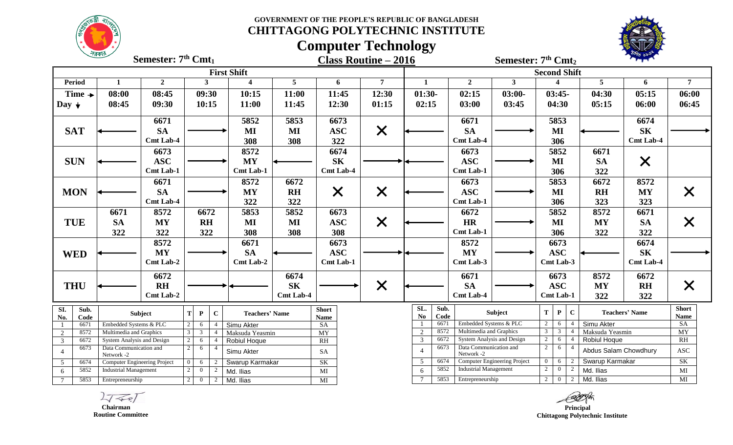**GOVERNMENT OF THE PEOPLE'S REPUBLIC OF BANGLADESH**

# CHITTAGONG POLYTECHNIC INSTITUTE

## Computer Technology

**Semester: 7th Cmt1** — **Class Routine – 2016** — **Semester: 7th Cmt2**

| | First Shift | | | | | | | Second Shift | | | | | | |
|---|---|---|---|---|---|---|---|---|---|---|---|---|---|---|
| **Period** | **1** | **2** | **3** | **4** | **5** | **6** | **7** | **1** | **2** | **3** | **4** | **5** | **6** | **7** |
| **Time → / Day ↓** | 08:00 08:45 | 08:45 09:30 | 09:30 10:15 | 10:15 11:00 | 11:00 11:45 | 11:45 12:30 | 12:30 01:15 | 01:30- 02:15 | 02:15 03:00 | 03:00- 03:45 | 03:45- 04:30 | 04:30 05:15 | 05:15 06:00 | 06:00 06:45 |
| **SAT** | ← | 6671 SA Cmt Lab-4 | → | 5852 MI 308 | 5853 MI 308 | 6673 ASC 322 | X | ← | 6671 SA Cmt Lab-4 | → | 5853 MI 306 | ← | 6674 SK Cmt Lab-4 | → |
| **SUN** | ← | 6673 ASC Cmt Lab-1 | → | 8572 MY Cmt Lab-1 | ← | 6674 SK Cmt Lab-4 | → | ← | 6673 ASC Cmt Lab-1 | → | 5852 MI 306 | 6671 SA 322 | X | |
| **MON** | ← | 6671 SA Cmt Lab-4 | → | 8572 MY 322 | 6672 RH 322 | X | X | ← | 6673 ASC Cmt Lab-1 | → | 5853 MI 306 | 6672 RH 323 | 8572 MY 323 | X |
| **TUE** | 6671 SA 322 | 8572 MY 322 | 6672 RH 322 | 5853 MI 308 | 5852 MI 308 | 6673 ASC 308 | X | ← | 6672 HR Cmt Lab-1 | → | 5852 MI 306 | 8572 MY 322 | 6671 SA 322 | X |
| **WED** | ← | 8572 MY Cmt Lab-2 | → | 6671 SA Cmt Lab-2 | ← | 6673 ASC Cmt Lab-1 | → | ← | 8572 MY Cmt Lab-3 | → | 6673 ASC Cmt Lab-3 | ← | 6674 SK Cmt Lab-4 | → |
| **THU** | ← | 6672 RH Cmt Lab-2 | → | ← | 6674 SK Cmt Lab-4 | → | X | ← | 6671 SA Cmt Lab-4 | → | 6673 ASC Cmt Lab-1 | 8572 MY 322 | 6672 RH 322 | X |

**Semester: 7th Cmt1**

| SI. No. | Sub. Code | Subject | T | P | C | Teachers' Name | Short Name |
|---|---|---|---|---|---|---|---|
| 1 | 6671 | Embedded Systems & PLC | 2 | 6 | 4 | Simu Akter | SA |
| 2 | 8572 | Multimedia and Graphics | 3 | 3 | 4 | Maksuda Yeasmin | MY |
| 3 | 6672 | System Analysis and Design | 2 | 6 | 4 | Robiul Hoque | RH |
| 4 | 6673 | Data Communication and Network -2 | 2 | 6 | 4 | Simu Akter | SA |
| 5 | 6674 | Computer Engineering Project | 0 | 6 | 2 | Swarup Karmakar | SK |
| 6 | 5852 | Industrial Management | 2 | 0 | 2 | Md. Ilias | MI |
| 7 | 5853 | Entrepreneurship | 2 | 0 | 2 | Md. Ilias | MI |

**Semester: 7th Cmt2**

| SL. No | Sub. Code | Subject | T | P | C | Teachers' Name | Short Name |
|---|---|---|---|---|---|---|---|
| 1 | 6671 | Embedded Systems & PLC | 2 | 6 | 4 | Simu Akter | SA |
| 2 | 8572 | Multimedia and Graphics | 3 | 3 | 4 | Maksuda Yeasmin | MY |
| 3 | 6672 | System Analysis and Design | 2 | 6 | 4 | Robiul Hoque | RH |
| 4 | 6673 | Data Communication and Network -2 | 2 | 6 | 4 | Abdus Salam Chowdhury | ASC |
| 5 | 6674 | Computer Engineering Project | 0 | 6 | 2 | Swarup Karmakar | SK |
| 6 | 5852 | Industrial Management | 2 | 0 | 2 | Md. Ilias | MI |
| 7 | 5853 | Entrepreneurship | 2 | 0 | 2 | Md. Ilias | MI |

**Chairman**
**Routine Committee**

**Principal**
**Chittagong Polytechnic Institute**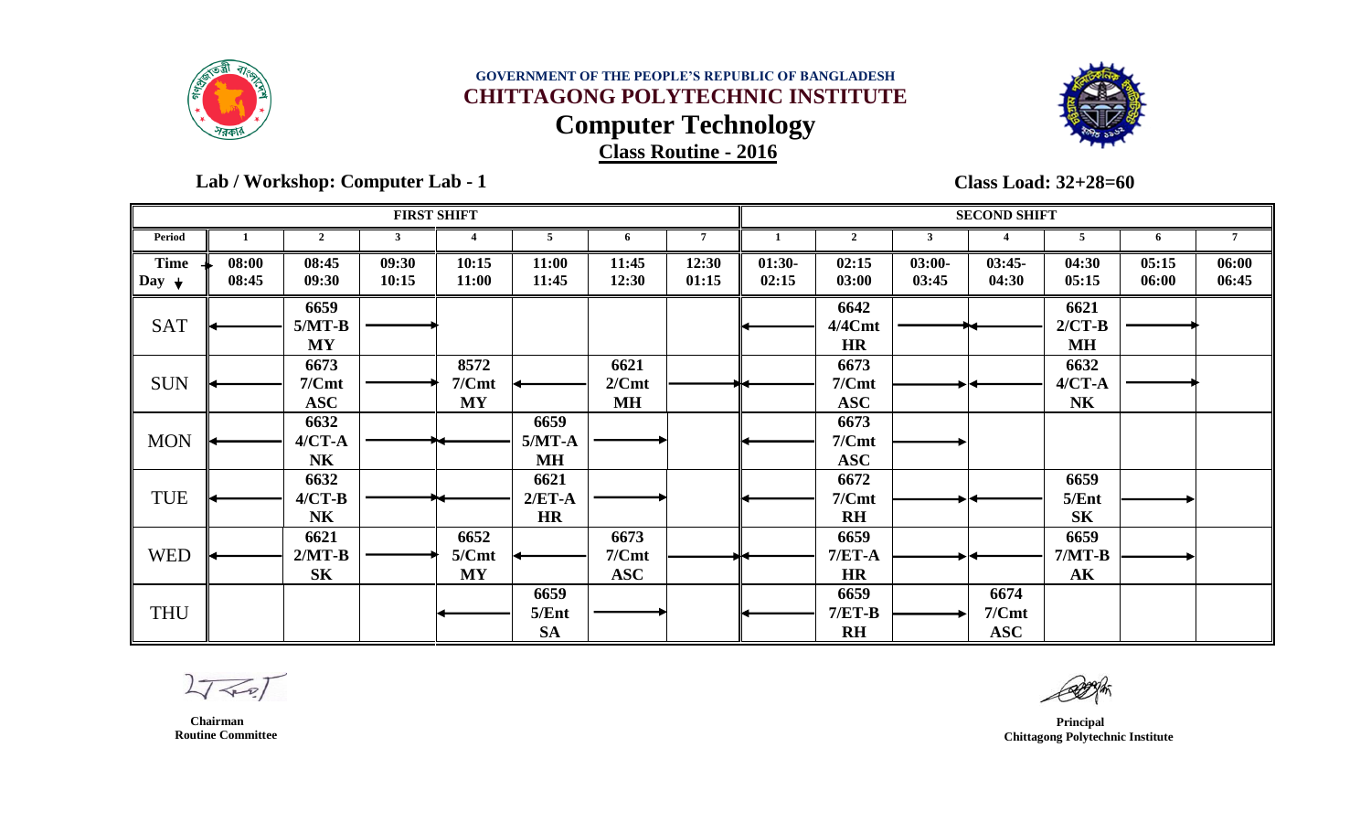GOVERNMENT OF THE PEOPLE'S REPUBLIC OF BANGLADESH

# CHITTAGONG POLYTECHNIC INSTITUTE

## Computer Technology

### Class Routine - 2016

**Lab / Workshop: Computer Lab - 1**

**Class Load: 32+28=60**

| | FIRST SHIFT | | | | | | | SECOND SHIFT | | | | | | |
|---|---|---|---|---|---|---|---|---|---|---|---|---|---|---|
| **Period** | 1 | 2 | 3 | 4 | 5 | 6 | 7 | 1 | 2 | 3 | 4 | 5 | 6 | 7 |
| **Time / Day** | 08:00 08:45 | 08:45 09:30 | 09:30 10:15 | 10:15 11:00 | 11:00 11:45 | 11:45 12:30 | 12:30 01:15 | 01:30- 02:15 | 02:15 03:00 | 03:00- 03:45 | 03:45- 04:30 | 04:30 05:15 | 05:15 06:00 | 06:00 06:45 |
| SAT | ← | 6659 5/MT-B MY | → | | | | | ← | 6642 4/4Cmt HR | → | ← | 6621 2/CT-B MH | → | |
| SUN | ← | 6673 7/Cmt ASC | → | 8572 7/Cmt MY | ← | 6621 2/Cmt MH | → | ← | 6673 7/Cmt ASC | → | ← | 6632 4/CT-A NK | → | |
| MON | ← | 6632 4/CT-A NK | → | ← | 6659 5/MT-A MH | → | | ← | 6673 7/Cmt ASC | → | | | | |
| TUE | ← | 6632 4/CT-B NK | → | ← | 6621 2/ET-A HR | → | | ← | 6672 7/Cmt RH | → | ← | 6659 5/Ent SK | → | |
| WED | ← | 6621 2/MT-B SK | → | 6652 5/Cmt MY | ← | 6673 7/Cmt ASC | → | ← | 6659 7/ET-A HR | → | ← | 6659 7/MT-B AK | → | |
| THU | | | | ← | 6659 5/Ent SA | → | | ← | 6659 7/ET-B RH | → | 6674 7/Cmt ASC | | | |

Chairman
Routine Committee

Principal
Chittagong Polytechnic Institute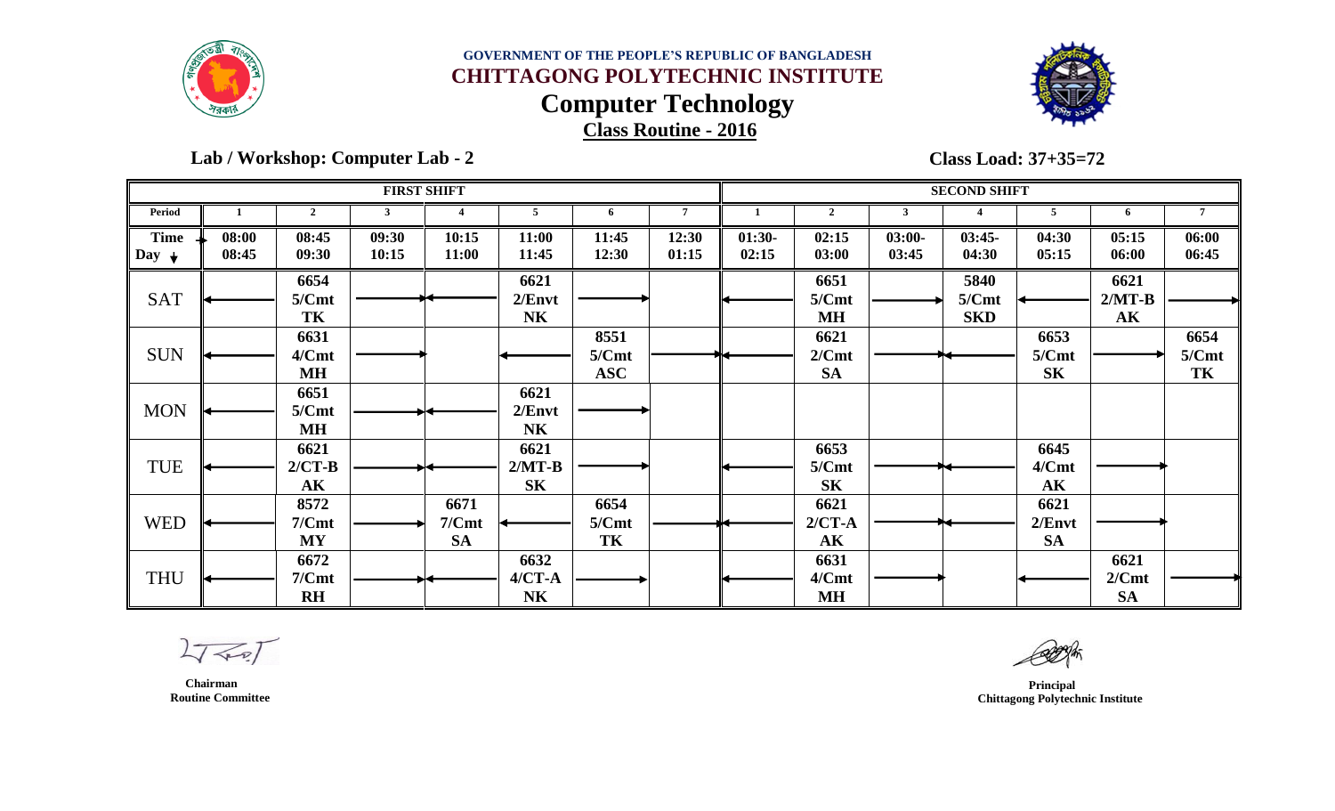GOVERNMENT OF THE PEOPLE'S REPUBLIC OF BANGLADESH

# CHITTAGONG POLYTECHNIC INSTITUTE

## Computer Technology

**Class Routine - 2016**

**Lab / Workshop: Computer Lab - 2**

**Class Load: 37+35=72**

| | FIRST SHIFT | | | | | | | SECOND SHIFT | | | | | | |
|---|---|---|---|---|---|---|---|---|---|---|---|---|---|---|
| **Period** | 1 | 2 | 3 | 4 | 5 | 6 | 7 | 1 | 2 | 3 | 4 | 5 | 6 | 7 |
| **Time / Day** | 08:00 08:45 | 08:45 09:30 | 09:30 10:15 | 10:15 11:00 | 11:00 11:45 | 11:45 12:30 | 12:30 01:15 | 01:30- 02:15 | 02:15 03:00 | 03:00- 03:45 | 03:45- 04:30 | 04:30 05:15 | 05:15 06:00 | 06:00 06:45 |
| SAT | ← | 6654 5/Cmt TK | → | ← | 6621 2/Envt NK | → | | ← | 6651 5/Cmt MH | → | 5840 5/Cmt SKD | ← | 6621 2/MT-B AK | → |
| SUN | ← | 6631 4/Cmt MH | → | | ← | 8551 5/Cmt ASC | → | ← | 6621 2/Cmt SA | → | ← | 6653 5/Cmt SK | → | 6654 5/Cmt TK |
| MON | ← | 6651 5/Cmt MH | → | ← | 6621 2/Envt NK | → | | | | | | | | |
| TUE | ← | 6621 2/CT-B AK | → | ← | 6621 2/MT-B SK | → | | ← | 6653 5/Cmt SK | → | ← | 6645 4/Cmt AK | → | |
| WED | ← | 8572 7/Cmt MY | → | 6671 7/Cmt SA | ← | 6654 5/Cmt TK | → | ← | 6621 2/CT-A AK | → | ← | 6621 2/Envt SA | → | |
| THU | ← | 6672 7/Cmt RH | → | ← | 6632 4/CT-A NK | → | | ← | 6631 4/Cmt MH | → | | ← | 6621 2/Cmt SA | → |

**Chairman**
**Routine Committee**

**Principal**
**Chittagong Polytechnic Institute**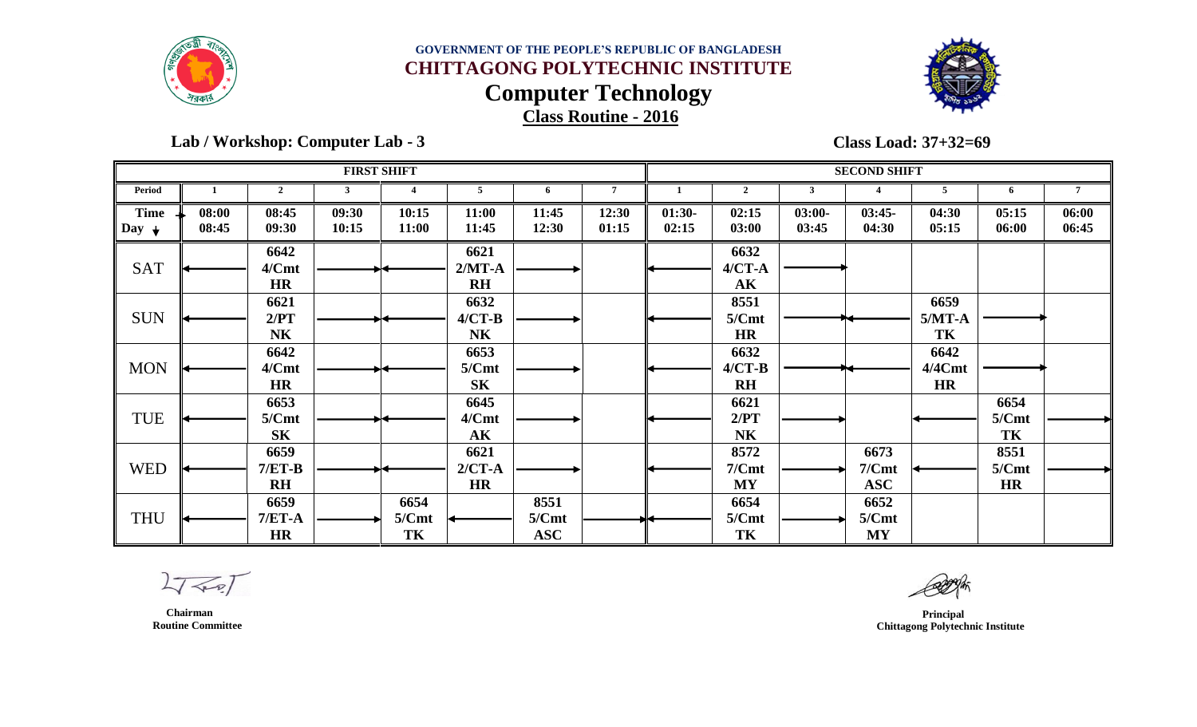GOVERNMENT OF THE PEOPLE'S REPUBLIC OF BANGLADESH

# CHITTAGONG POLYTECHNIC INSTITUTE

## Computer Technology

**Class Routine - 2016**

**Lab / Workshop: Computer Lab - 3**

**Class Load: 37+32=69**

| | FIRST SHIFT | | | | | | | SECOND SHIFT | | | | | | |
|---|---|---|---|---|---|---|---|---|---|---|---|---|---|---|
| **Period** | 1 | 2 | 3 | 4 | 5 | 6 | 7 | 1 | 2 | 3 | 4 | 5 | 6 | 7 |
| **Time / Day** | 08:00 08:45 | 08:45 09:30 | 09:30 10:15 | 10:15 11:00 | 11:00 11:45 | 11:45 12:30 | 12:30 01:15 | 01:30- 02:15 | 02:15 03:00 | 03:00- 03:45 | 03:45- 04:30 | 04:30 05:15 | 05:15 06:00 | 06:00 06:45 |
| SAT | ← | 6642 4/Cmt HR | → | ← | 6621 2/MT-A RH | → | | ← | 6632 4/CT-A AK | → | | | | |
| SUN | ← | 6621 2/PT NK | → | ← | 6632 4/CT-B NK | → | | ← | 8551 5/Cmt HR | → | ← | 6659 5/MT-A TK | → | |
| MON | ← | 6642 4/Cmt HR | → | ← | 6653 5/Cmt SK | → | | ← | 6632 4/CT-B RH | → | ← | 6642 4/4Cmt HR | → | |
| TUE | ← | 6653 5/Cmt SK | → | ← | 6645 4/Cmt AK | → | | ← | 6621 2/PT NK | → | | ← | 6654 5/Cmt TK | → |
| WED | ← | 6659 7/ET-B RH | → | ← | 6621 2/CT-A HR | → | | ← | 8572 7/Cmt MY | → | 6673 7/Cmt ASC | ← | 8551 5/Cmt HR | → |
| THU | ← | 6659 7/ET-A HR | → | 6654 5/Cmt TK | ← | 8551 5/Cmt ASC | → | ← | 6654 5/Cmt TK | → | 6652 5/Cmt MY | | | |

**Chairman**
**Routine Committee**

**Principal**
**Chittagong Polytechnic Institute**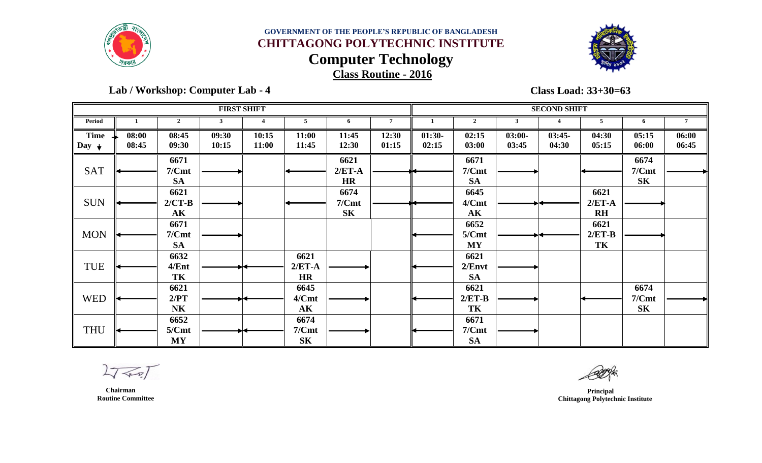GOVERNMENT OF THE PEOPLE'S REPUBLIC OF BANGLADESH

# CHITTAGONG POLYTECHNIC INSTITUTE

## Computer Technology

**Class Routine - 2016**

**Lab / Workshop: Computer Lab - 4**

**Class Load: 33+30=63**

| | FIRST SHIFT | | | | | | | SECOND SHIFT | | | | | | |
|---|---|---|---|---|---|---|---|---|---|---|---|---|---|---|
| **Period** | 1 | 2 | 3 | 4 | 5 | 6 | 7 | 1 | 2 | 3 | 4 | 5 | 6 | 7 |
| **Time → / Day ↓** | 08:00 08:45 | 08:45 09:30 | 09:30 10:15 | 10:15 11:00 | 11:00 11:45 | 11:45 12:30 | 12:30 01:15 | 01:30- 02:15 | 02:15 03:00 | 03:00- 03:45 | 03:45- 04:30 | 04:30 05:15 | 05:15 06:00 | 06:00 06:45 |
| SAT | ← | 6671 7/Cmt SA | → | | ← | 6621 2/ET-A HR | → | ← | 6671 7/Cmt SA | → | | ← | 6674 7/Cmt SK | → |
| SUN | ← | 6621 2/CT-B AK | → | | ← | 6674 7/Cmt SK | → | ← | 6645 4/Cmt AK | → | ← | 6621 2/ET-A RH | → | |
| MON | ← | 6671 7/Cmt SA | → | | | | | ← | 6652 5/Cmt MY | → | ← | 6621 2/ET-B TK | → | |
| TUE | ← | 6632 4/Ent TK | → | ← | 6621 2/ET-A HR | → | | ← | 6621 2/Envt SA | → | | | | |
| WED | ← | 6621 2/PT NK | → | ← | 6645 4/Cmt AK | → | | ← | 6621 2/ET-B TK | → | | ← | 6674 7/Cmt SK | → |
| THU | ← | 6652 5/Cmt MY | → | ← | 6674 7/Cmt SK | → | | ← | 6671 7/Cmt SA | → | | | | |

**Chairman**
**Routine Committee**

**Principal**
**Chittagong Polytechnic Institute**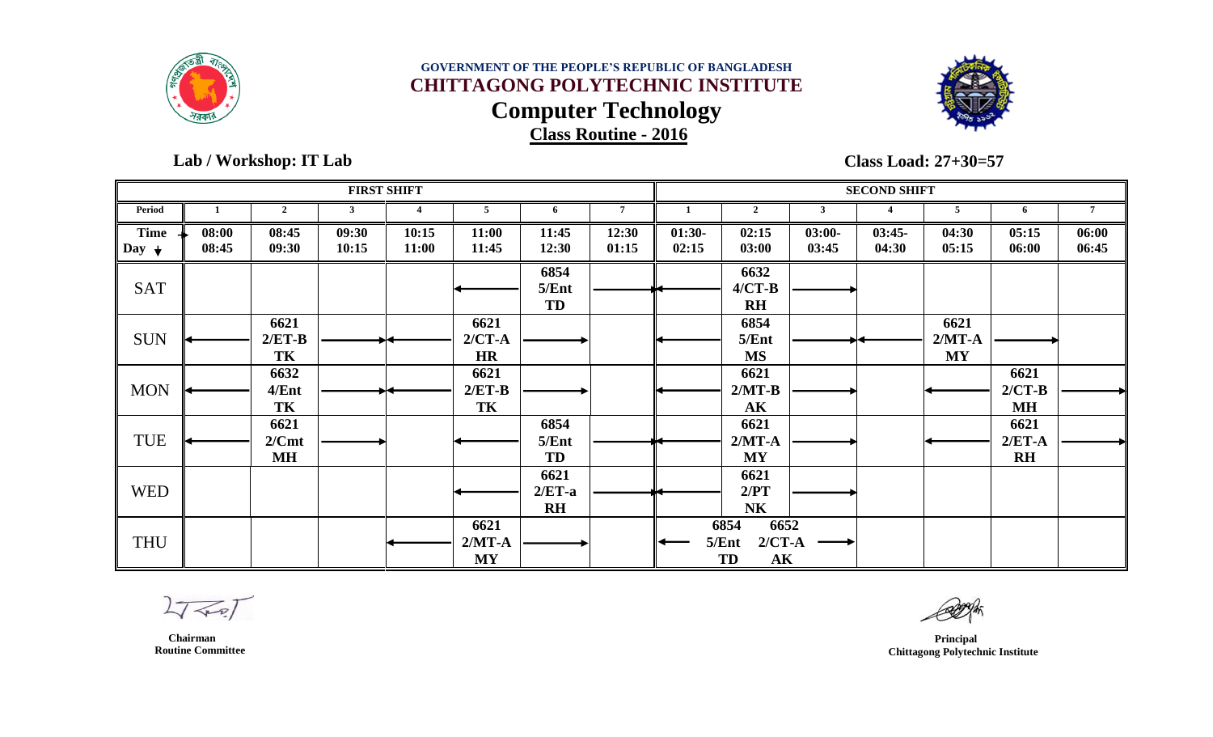GOVERNMENT OF THE PEOPLE'S REPUBLIC OF BANGLADESH

# CHITTAGONG POLYTECHNIC INSTITUTE

## Computer Technology

### Class Routine - 2016

**Lab / Workshop: IT Lab** **Class Load: 27+30=57**

| | FIRST SHIFT | | | | | | | SECOND SHIFT | | | | | | |
|---|---|---|---|---|---|---|---|---|---|---|---|---|---|---|
| **Period** | **1** | **2** | **3** | **4** | **5** | **6** | **7** | **1** | **2** | **3** | **4** | **5** | **6** | **7** |
| **Time / Day** | **08:00 08:45** | **08:45 09:30** | **09:30 10:15** | **10:15 11:00** | **11:00 11:45** | **11:45 12:30** | **12:30 01:15** | **01:30- 02:15** | **02:15 03:00** | **03:00- 03:45** | **03:45- 04:30** | **04:30 05:15** | **05:15 06:00** | **06:00 06:45** |
| SAT | | | | | ← | **6854 5/Ent TD** | → | ← | **6632 4/CT-B RH** | → | | | | |
| SUN | ← | **6621 2/ET-B TK** | → | ← | **6621 2/CT-A HR** | → | | ← | **6854 5/Ent MS** | → | ← | **6621 2/MT-A MY** | → | |
| MON | ← | **6632 4/Ent TK** | → | ← | **6621 2/ET-B TK** | → | | ← | **6621 2/MT-B AK** | → | | ← | **6621 2/CT-B MH** | → |
| TUE | ← | **6621 2/Cmt MH** | → | | ← | **6854 5/Ent TD** | → | ← | **6621 2/MT-A MY** | → | | ← | **6621 2/ET-A RH** | → |
| WED | | | | | ← | **6621 2/ET-a RH** | → | ← | **6621 2/PT NK** | → | | | | |
| THU | | | | ← | **6621 2/MT-A MY** | → | | ← | **6854 5/Ent TD 6652 2/CT-A AK** | → | | | | |

**Chairman**
**Routine Committee**

**Principal**
**Chittagong Polytechnic Institute**